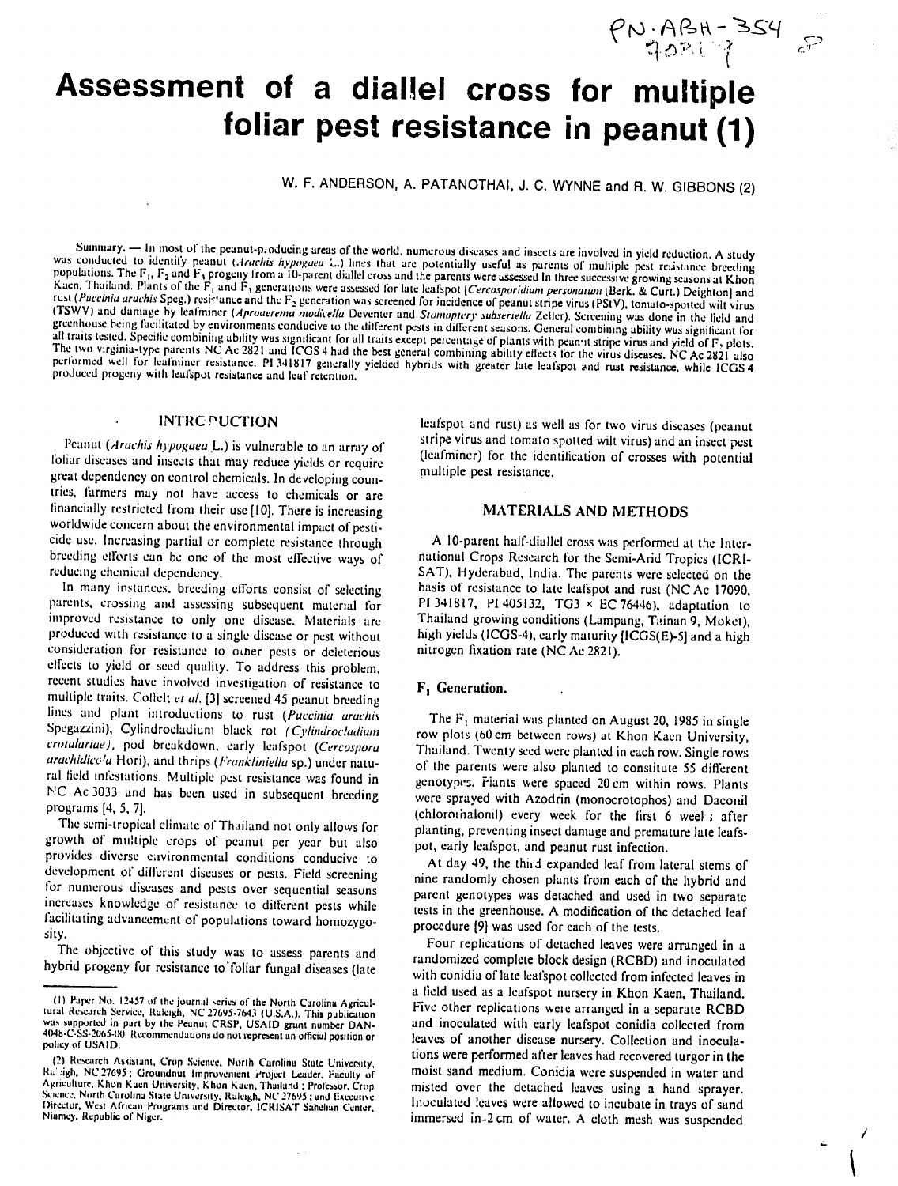PN-ABH-354

# Assessment of a diallel cross for multiple foliar pest resistance in peanut (1)

W. F. ANDERSON, A. PATANOTHAI, J. C. WYNNE and R. W. GIBBONS (2)

**Summary.** — In most of the peanut-producing areas of the world, numerous diseases and insects are involved in yield reduction. A study was conducted to identify peanut (*Arachis hypogaea* L.) lines that are potentially useful as parents of multiple pest resistance breeding populations. The $F_1$, $F_2$ and $F_3$ progeny from a 10-parent diallel cross and the parents were assessed in three successive growing seasons at Khon Kaen, Thailand. Plants of the $F_1$ and $F_3$ generations were assessed for late leafspot [*Cercosporidium personatum* (Berk. & Curt.) Deighton] and rust (*Puccinia arachis* Speg.) resistance and the $F_2$ generation was screened for incidence of peanut stripe virus (PStV), tomato-spotted wilt virus (TSWV) and damage by leafminer (*Aproaerema modicella* Deventer and *Stomoptery subsecivella* Zeller). Screening was done in the field and greenhouse being facilitated by environments conducive to the different pests in different seasons. General combining ability was significant for all traits tested. Specific combining ability was significant for all traits except percentage of plants with peanut stripe virus and yield of $F_2$ plots. The two virginia-type parents NC Ac 2821 and ICGS 4 had the best general combining ability effects for the virus diseases. NC Ac 2821 also performed well for leafminer resistance. PI 341817 generally yielded hybrids with greater late leafspot and rust resistance, while ICGS 4 produced progeny with leafspot resistance and leaf retention.

## INTRODUCTION

Peanut (*Arachis hypogaea* L.) is vulnerable to an array of foliar diseases and insects that may reduce yields or require great dependency on control chemicals. In developing countries, farmers may not have access to chemicals or are financially restricted from their use [10]. There is increasing worldwide concern about the environmental impact of pesticide use. Increasing partial or complete resistance through breeding efforts can be one of the most effective ways of reducing chemical dependency.

In many instances, breeding efforts consist of selecting parents, crossing and assessing subsequent material for improved resistance to only one disease. Materials are produced with resistance to a single disease or pest without consideration for resistance to other pests or deleterious effects to yield or seed quality. To address this problem, recent studies have involved investigation of resistance to multiple traits. Coffelt *et al.* [3] screened 45 peanut breeding lines and plant introductions to rust (*Puccinia arachis* Spegazzini), Cylindrocladium black rot (*Cylindrocladium crotalariae*), pod breakdown, early leafspot (*Cercospora arachidicola* Hori), and thrips (*Frankliniella* sp.) under natural field infestations. Multiple pest resistance was found in NC Ac 3033 and has been used in subsequent breeding programs [4, 5, 7].

The semi-tropical climate of Thailand not only allows for growth of multiple crops of peanut per year but also provides diverse environmental conditions conducive to development of different diseases or pests. Field screening for numerous diseases and pests over sequential seasons increases knowledge of resistance to different pests while facilitating advancement of populations toward homozygosity.

The objective of this study was to assess parents and hybrid progeny for resistance to foliar fungal diseases (late leafspot and rust) as well as for two virus diseases (peanut stripe virus and tomato spotted wilt virus) and an insect pest (leafminer) for the identification of crosses with potential multiple pest resistance.

## MATERIALS AND METHODS

A 10-parent half-diallel cross was performed at the International Crops Research for the Semi-Arid Tropics (ICRISAT), Hyderabad, India. The parents were selected on the basis of resistance to late leafspot and rust (NC Ac 17090, PI 341817, PI 405132, TG3 × EC 76446), adaptation to Thailand growing conditions (Lampang, Tainan 9, Moket), high yields (ICGS-4), early maturity [ICGS(E)-5] and a high nitrogen fixation rate (NC Ac 2821).

### $F_1$ Generation.

The $F_1$ material was planted on August 20, 1985 in single row plots (60 cm between rows) at Khon Kaen University, Thailand. Twenty seed were planted in each row. Single rows of the parents were also planted to constitute 55 different genotypes. Plants were spaced 20 cm within rows. Plants were sprayed with Azodrin (monocrotophos) and Daconil (chlorothalonil) every week for the first 6 weeks after planting, preventing insect damage and premature late leafspot, early leafspot, and peanut rust infection.

At day 49, the third expanded leaf from lateral stems of nine randomly chosen plants from each of the hybrid and parent genotypes was detached and used in two separate tests in the greenhouse. A modification of the detached leaf procedure [9] was used for each of the tests.

Four replications of detached leaves were arranged in a randomized complete block design (RCBD) and inoculated with conidia of late leafspot collected from infected leaves in a field used as a leafspot nursery in Khon Kaen, Thailand. Five other replications were arranged in a separate RCBD and inoculated with early leafspot conidia collected from leaves of another disease nursery. Collection and inoculations were performed after leaves had recovered turgor in the moist sand medium. Conidia were suspended in water and misted over the detached leaves using a hand sprayer. Inoculated leaves were allowed to incubate in trays of sand immersed in 2 cm of water. A cloth mesh was suspended

---

(1) Paper No. 12457 of the journal series of the North Carolina Agricultural Research Service, Raleigh, NC 27695-7643 (U.S.A.). This publication was supported in part by the Peanut CRSP, USAID grant number DAN-4048-C-SS-2065-00. Recommendations do not represent an official position or policy of USAID.

(2) Research Assistant, Crop Science, North Carolina State University, Raleigh, NC 27695; Groundnut Improvement Project Leader, Faculty of Agriculture, Khon Kaen University, Khon Kaen, Thailand; Professor, Crop Science, North Carolina State University, Raleigh, NC 27695; and Executive Director, West African Programs and Director, ICRISAT Sahelian Center, Niamey, Republic of Niger.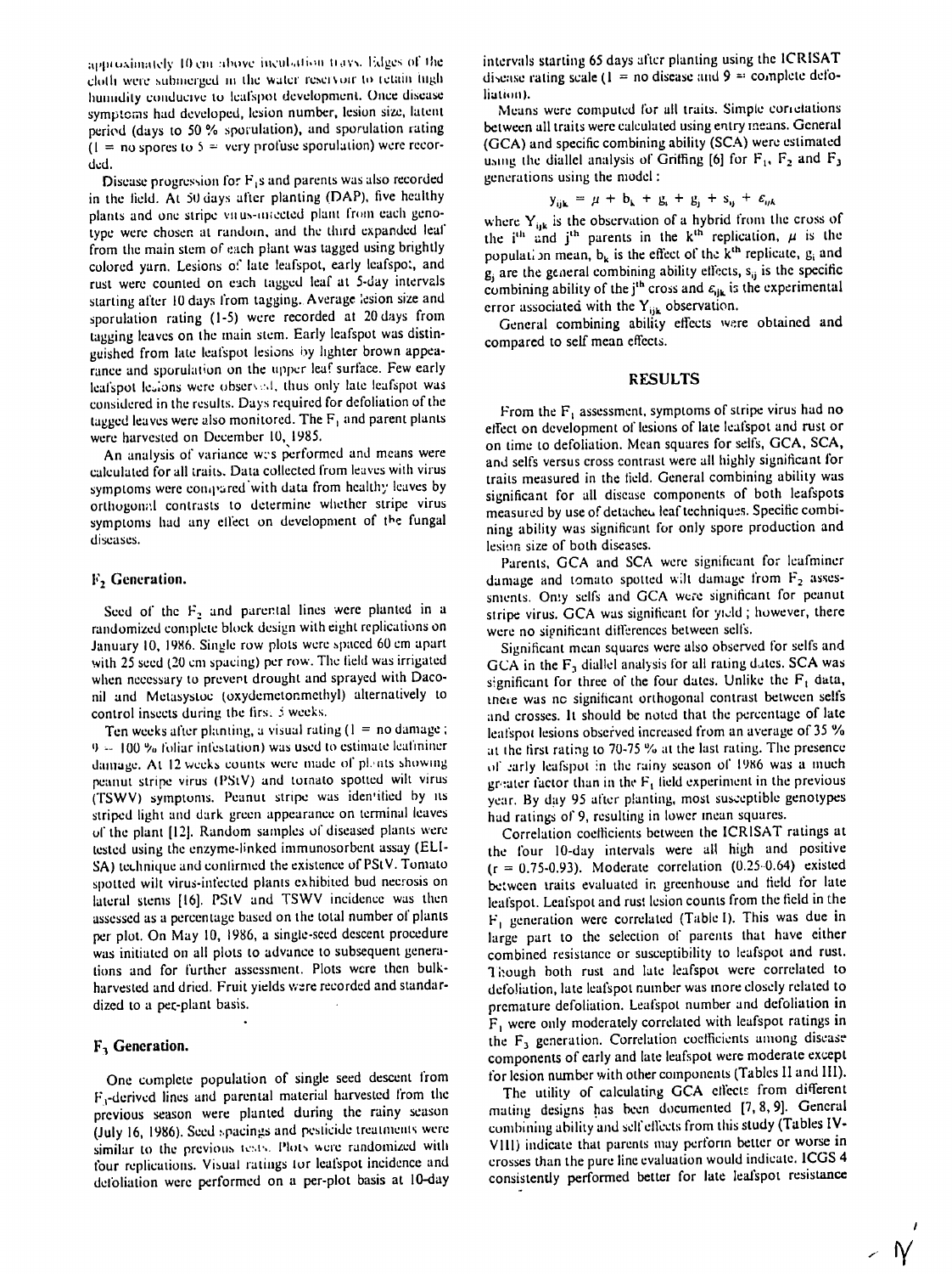approximately 10 cm above inoculation trays. Edges of the cloth were submerged in the water reservoir to retain high humidity conducive to leafspot development. Once disease symptoms had developed, lesion number, lesion size, latent period (days to 50 % sporulation), and sporulation rating (1 = no spores to 5 = very profuse sporulation) were recorded.

Disease progression for $F_1$s and parents was also recorded in the field. At 50 days after planting (DAP), five healthy plants and one stripe virus-infected plant from each genotype were chosen at random, and the third expanded leaf from the main stem of each plant was tagged using brightly colored yarn. Lesions of late leafspot, early leafspot, and rust were counted on each tagged leaf at 5-day intervals starting after 10 days from tagging. Average lesion size and sporulation rating (1-5) were recorded at 20 days from tagging leaves on the main stem. Early leafspot was distinguished from late leafspot lesions by lighter brown appearance and sporulation on the upper leaf surface. Few early leafspot lesions were observed, thus only late leafspot was considered in the results. Days required for defoliation of the tagged leaves were also monitored. The $F_1$ and parent plants were harvested on December 10, 1985.

An analysis of variance was performed and means were calculated for all traits. Data collected from leaves with virus symptoms were compared with data from healthy leaves by orthogonal contrasts to determine whether stripe virus symptoms had any effect on development of the fungal diseases.

### $F_2$ Generation.

Seed of the $F_2$ and parental lines were planted in a randomized complete block design with eight replications on January 10, 1986. Single row plots were spaced 60 cm apart with 25 seed (20 cm spacing) per row. The field was irrigated when necessary to prevent drought and sprayed with Daconil and Metasystox (oxydemetonmethyl) alternatively to control insects during the first 5 weeks.

Ten weeks after planting, a visual rating (1 = no damage ; 9 = 100 % foliar infestation) was used to estimate leafminer damage. At 12 weeks counts were made of plants showing peanut stripe virus (PStV) and tomato spotted wilt virus (TSWV) symptoms. Peanut stripe was identified by its striped light and dark green appearance on terminal leaves of the plant [12]. Random samples of diseased plants were tested using the enzyme-linked immunosorbent assay (ELISA) technique and confirmed the existence of PStV. Tomato spotted wilt virus-infected plants exhibited bud necrosis on lateral stems [16]. PStV and TSWV incidence was then assessed as a percentage based on the total number of plants per plot. On May 10, 1986, a single-seed descent procedure was initiated on all plots to advance to subsequent generations and for further assessment. Plots were then bulk-harvested and dried. Fruit yields were recorded and standardized to a per-plant basis.

### $F_3$ Generation.

One complete population of single seed descent from $F_2$-derived lines and parental material harvested from the previous season were planted during the rainy season (July 16, 1986). Seed spacings and pesticide treatments were similar to the previous tests. Plots were randomized with four replications. Visual ratings for leafspot incidence and defoliation were performed on a per-plot basis at 10-day intervals starting 65 days after planting using the ICRISAT disease rating scale (1 = no disease and 9 = complete defoliation).

Means were computed for all traits. Simple correlations between all traits were calculated using entry means. General (GCA) and specific combining ability (SCA) were estimated using the diallel analysis of Griffing [6] for $F_1$, $F_2$ and $F_3$ generations using the model :

$$Y_{ijk} = \mu + b_k + g_i + g_j + s_{ij} + \varepsilon_{ijk}$$

where $Y_{ijk}$ is the observation of a hybrid from the cross of the $i^{th}$ and $j^{th}$ parents in the $k^{th}$ replication, $\mu$ is the population mean, $b_k$ is the effect of the $k^{th}$ replicate, $g_i$ and $g_j$ are the general combining ability effects, $s_{ij}$ is the specific combining ability of the $j^{th}$ cross and $\varepsilon_{ijk}$ is the experimental error associated with the $Y_{ijk}$ observation.

General combining ability effects were obtained and compared to self mean effects.

## RESULTS

From the $F_1$ assessment, symptoms of stripe virus had no effect on development of lesions of late leafspot and rust or on time to defoliation. Mean squares for selfs, GCA, SCA, and selfs versus cross contrast were all highly significant for traits measured in the field. General combining ability was significant for all disease components of both leafspots measured by use of detached leaf techniques. Specific combining ability was significant for only spore production and lesion size of both diseases.

Parents, GCA and SCA were significant for leafminer damage and tomato spotted wilt damage from $F_2$ assessments. Only selfs and GCA were significant for peanut stripe virus. GCA was significant for yield ; however, there were no significant differences between selfs.

Significant mean squares were also observed for selfs and GCA in the $F_3$ diallel analysis for all rating dates. SCA was significant for three of the four dates. Unlike the $F_1$ data, there was no significant orthogonal contrast between selfs and crosses. It should be noted that the percentage of late leafspot lesions observed increased from an average of 35 % at the first rating to 70-75 % at the last rating. The presence of early leafspot in the rainy season of 1986 was a much greater factor than in the $F_1$ field experiment in the previous year. By day 95 after planting, most susceptible genotypes had ratings of 9, resulting in lower mean squares.

Correlation coefficients between the ICRISAT ratings at the four 10-day intervals were all high and positive ($r = 0.75$-$0.93$). Moderate correlation (0.25-0.64) existed between traits evaluated in greenhouse and field for late leafspot. Leafspot and rust lesion counts from the field in the $F_1$ generation were correlated (Table I). This was due in large part to the selection of parents that have either combined resistance or susceptibility to leafspot and rust. Though both rust and late leafspot were correlated to defoliation, late leafspot number was more closely related to premature defoliation. Leafspot number and defoliation in $F_1$ were only moderately correlated with leafspot ratings in the $F_3$ generation. Correlation coefficients among disease components of early and late leafspot were moderate except for lesion number with other components (Tables II and III).

The utility of calculating GCA effects from different mating designs has been documented [7, 8, 9]. General combining ability and self effects from this study (Tables IV-VIII) indicate that parents may perform better or worse in crosses than the pure line evaluation would indicate. ICGS 4 consistently performed better for late leafspot resistance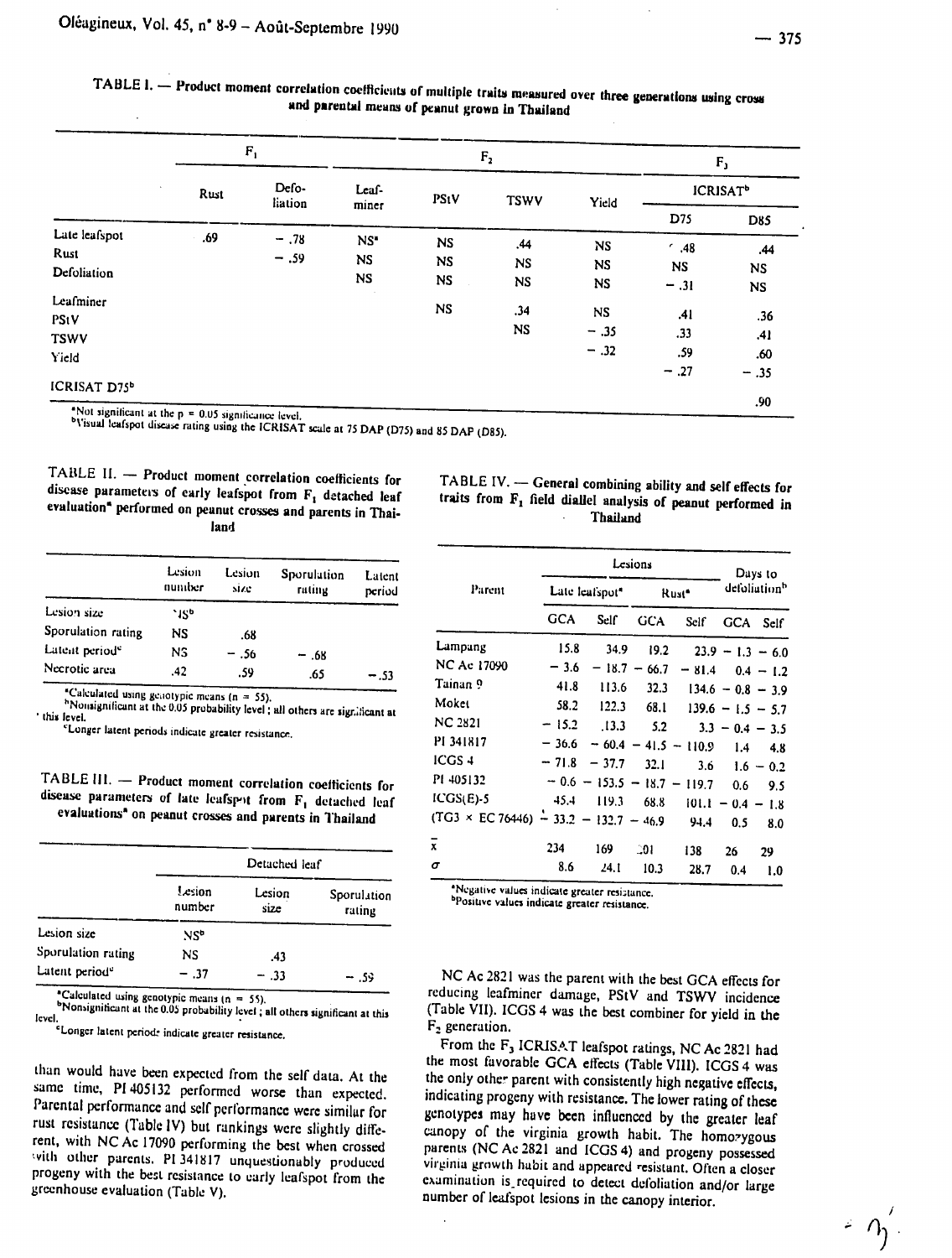TABLE I. — Product moment correlation coefficients of multiple traits measured over three generations using cross and parental means of peanut grown in Thailand

| | $F_1$ | | | $F_2$ | | | $F_3$ | |
|---|---|---|---|---|---|---|---|---|
| | Rust | Defo-liation | Leaf-miner | PStV | TSWV | Yield | ICRISAT[b] | |
| | | | | | | | D75 | D85 |
| Late leafspot | .69 | − .78 | NS[a] | NS | .44 | NS | .48 | .44 |
| Rust | | − .59 | NS | NS | NS | NS | NS | NS |
| Defoliation | | | NS | NS | NS | NS | − .31 | NS |
| Leafminer | | | | NS | .34 | NS | .41 | .36 |
| PStV | | | | | NS | − .35 | .33 | .41 |
| TSWV | | | | | | − .32 | .59 | .60 |
| Yield | | | | | | | − .27 | − .35 |
| ICRISAT D75[b] | | | | | | | | .90 |

[a]Not significant at the p = 0.05 significance level.
[b]Visual leafspot disease rating using the ICRISAT scale at 75 DAP (D75) and 85 DAP (D85).

TABLE II. — Product moment correlation coefficients for disease parameters of early leafspot from $F_1$ detached leaf evaluation[a] performed on peanut crosses and parents in Thailand

| | Lesion number | Lesion size | Sporulation rating | Latent period |
|---|---|---|---|---|
| Lesion size | NS[b] | | | |
| Sporulation rating | NS | .68 | | |
| Latent period[c] | NS | − .56 | − .68 | |
| Necrotic area | .42 | .59 | .65 | − .53 |

[a]Calculated using genotypic means (n = 55).
[b]Nonsignificant at the 0.05 probability level; all others are significant at this level.
[c]Longer latent periods indicate greater resistance.

TABLE III. — Product moment correlation coefficients for disease parameters of late leafspot from $F_1$ detached leaf evaluations[a] on peanut crosses and parents in Thailand

| | Detached leaf | | |
|---|---|---|---|
| | Lesion number | Lesion size | Sporulation rating |
| Lesion size | NS[b] | | |
| Sporulation rating | NS | .43 | |
| Latent period[c] | − .37 | − .33 | − .59 |

[a]Calculated using genotypic means (n = 55).
[b]Nonsignificant at the 0.05 probability level; all others significant at this level.
[c]Longer latent periods indicate greater resistance.

than would have been expected from the self data. At the same time, PI 405132 performed worse than expected. Parental performance and self performance were similar for rust resistance (Table IV) but rankings were slightly different, with NC Ac 17090 performing the best when crossed with other parents. PI 341817 unquestionably produced progeny with the best resistance to early leafspot from the greenhouse evaluation (Table V).

TABLE IV. — General combining ability and self effects for traits from $F_1$ field diallel analysis of peanut performed in Thailand

| Parent | Lesions | | | | Days to defoliation[b] | |
|---|---|---|---|---|---|---|
| | Late leafspot[a] | | Rust[a] | | | |
| | GCA | Self | GCA | Self | GCA | Self |
| Lampang | 15.8 | 34.9 | 19.2 | 23.9 | − 1.3 | − 6.0 |
| NC Ac 17090 | − 3.6 | − 18.7 | − 66.7 | − 81.4 | 0.4 | − 1.2 |
| Tainan 9 | 41.8 | 113.6 | 32.3 | 134.6 | − 0.8 | − 3.9 |
| Moket | 58.2 | 122.3 | 68.1 | 139.6 | − 1.5 | − 5.7 |
| NC 2821 | − 15.2 | 13.3 | 5.2 | 3.3 | − 0.4 | − 3.5 |
| PI 341817 | − 36.6 | − 60.4 | − 41.5 | − 110.9 | 1.4 | 4.8 |
| ICGS 4 | − 71.8 | − 37.7 | 32.1 | 3.6 | 1.6 | − 0.2 |
| PI 405132 | − 0.6 | − 153.5 | − 18.7 | − 119.7 | 0.6 | 9.5 |
| ICGS(E)-5 | 45.4 | 119.3 | 68.8 | 101.1 | − 0.4 | − 1.8 |
| (TG3 × EC 76446) | − 33.2 | − 132.7 | − 46.9 | 94.4 | 0.5 | 8.0 |
| $\bar{x}$ | 234 | 169 | 201 | 138 | 26 | 29 |
| $\sigma$ | 8.6 | 24.1 | 10.3 | 28.7 | 0.4 | 1.0 |

[a]Negative values indicate greater resistance.
[b]Positive values indicate greater resistance.

NC Ac 2821 was the parent with the best GCA effects for reducing leafminer damage, PStV and TSWV incidence (Table VII). ICGS 4 was the best combiner for yield in the $F_2$ generation.

From the $F_3$ ICRISAT leafspot ratings, NC Ac 2821 had the most favorable GCA effects (Table VIII). ICGS 4 was the only other parent with consistently high negative effects, indicating progeny with resistance. The lower rating of these genotypes may have been influenced by the greater leaf canopy of the virginia growth habit. The homozygous parents (NC Ac 2821 and ICGS 4) and progeny possessed virginia growth habit and appeared resistant. Often a closer examination is required to detect defoliation and/or large number of leafspot lesions in the canopy interior.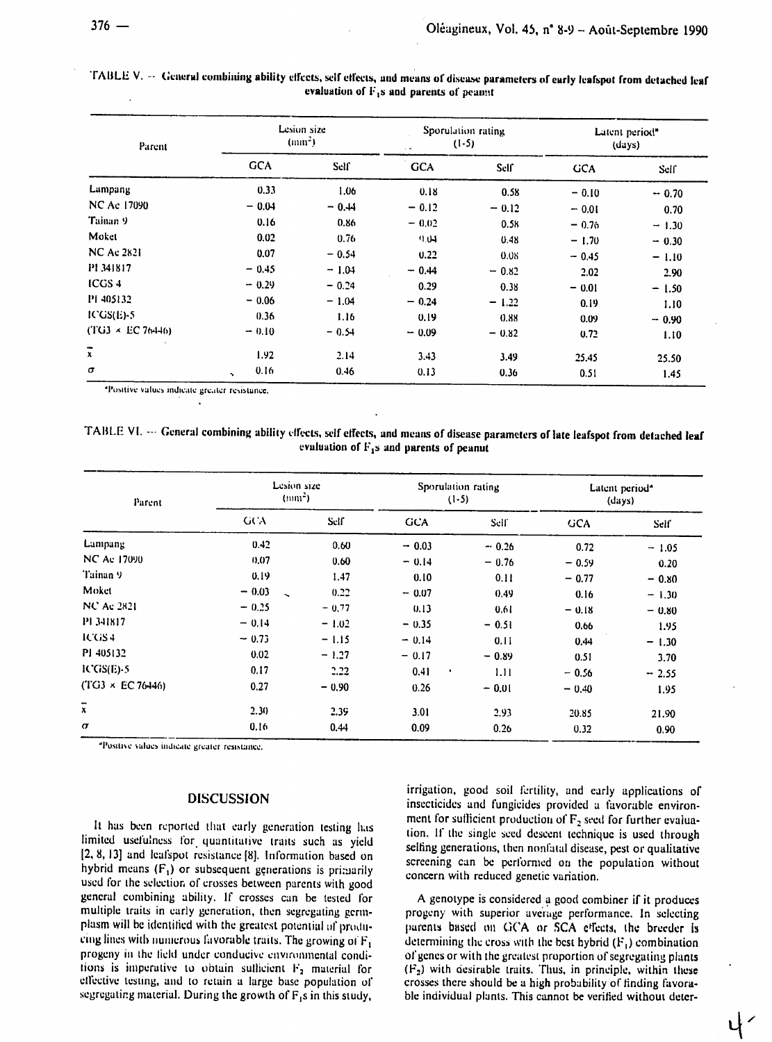TABLE V. — General combining ability effects, self effects, and means of disease parameters of early leafspot from detached leaf evaluation of $F_1$s and parents of peanut

| Parent | Lesion size (mm²) | | Sporulation rating (1-5) | | Latent period* (days) | |
|---|---|---|---|---|---|---|
| | GCA | Self | GCA | Self | GCA | Self |
| Lampang | 0.33 | 1.06 | 0.18 | 0.58 | − 0.10 | − 0.70 |
| NC Ac 17090 | − 0.04 | − 0.44 | − 0.12 | − 0.12 | − 0.01 | 0.70 |
| Tainan 9 | 0.16 | 0.86 | − 0.02 | 0.58 | − 0.76 | − 1.30 |
| Moket | 0.02 | 0.76 | 0.04 | 0.48 | − 1.70 | − 0.30 |
| NC Ac 2821 | 0.07 | − 0.54 | 0.22 | 0.08 | − 0.45 | − 1.10 |
| PI 341817 | − 0.45 | − 1.04 | − 0.44 | − 0.82 | 2.02 | 2.90 |
| ICGS 4 | − 0.29 | − 0.24 | 0.29 | 0.38 | − 0.01 | − 1.50 |
| PI 405132 | − 0.06 | − 1.04 | − 0.24 | − 1.22 | 0.19 | 1.10 |
| ICGS(E)-5 | 0.36 | 1.16 | 0.19 | 0.88 | 0.09 | − 0.90 |
| (TG3 × EC 76446) | − 0.10 | − 0.54 | − 0.09 | − 0.82 | 0.72 | 1.10 |
| $\bar{x}$ | 1.92 | 2.14 | 3.43 | 3.49 | 25.45 | 25.50 |
| $\sigma$ | 0.16 | 0.46 | 0.13 | 0.36 | 0.51 | 1.45 |

*Positive values indicate greater resistance.

TABLE VI. — General combining ability effects, self effects, and means of disease parameters of late leafspot from detached leaf evaluation of $F_1$s and parents of peanut

| Parent | Lesion size (mm²) | | Sporulation rating (1-5) | | Latent period* (days) | |
|---|---|---|---|---|---|---|
| | GCA | Self | GCA | Self | GCA | Self |
| Lampang | 0.42 | 0.60 | − 0.03 | − 0.26 | 0.72 | − 1.05 |
| NC Ac 17090 | 0.07 | 0.60 | − 0.14 | − 0.76 | − 0.59 | 0.20 |
| Tainan 9 | 0.19 | 1.47 | 0.10 | 0.11 | − 0.77 | − 0.80 |
| Moket | − 0.03 | 0.22 | − 0.07 | 0.49 | 0.16 | − 1.30 |
| NC Ac 2821 | − 0.25 | − 0.77 | 0.13 | 0.61 | − 0.18 | − 0.80 |
| PI 341817 | − 0.14 | − 1.02 | − 0.35 | − 0.51 | 0.66 | 1.95 |
| ICGS 4 | − 0.73 | − 1.15 | − 0.14 | 0.11 | 0.44 | − 1.30 |
| PI 405132 | 0.02 | − 1.27 | − 0.17 | − 0.89 | 0.51 | 3.70 |
| ICGS(E)-5 | 0.17 | 2.22 | 0.41 | 1.11 | − 0.56 | − 2.55 |
| (TG3 × EC 76446) | 0.27 | − 0.90 | 0.26 | − 0.01 | − 0.40 | 1.95 |
| $\bar{x}$ | 2.30 | 2.39 | 3.01 | 2.93 | 20.85 | 21.90 |
| $\sigma$ | 0.16 | 0.44 | 0.09 | 0.26 | 0.32 | 0.90 |

*Positive values indicate greater resistance.

## DISCUSSION

It has been reported that early generation testing has limited usefulness for quantitative traits such as yield [2, 8, 13] and leafspot resistance [8]. Information based on hybrid means ($F_1$) or subsequent generations is primarily used for the selection of crosses between parents with good general combining ability. If crosses can be tested for multiple traits in early generation, then segregating germplasm will be identified with the greatest potential of producing lines with numerous favorable traits. The growing of $F_1$ progeny in the field under conducive environmental conditions is imperative to obtain sufficient $F_2$ material for effective testing, and to retain a large base population of segregating material. During the growth of $F_1$s in this study, irrigation, good soil fertility, and early applications of insecticides and fungicides provided a favorable environment for sufficient production of $F_2$ seed for further evaluation. If the single seed descent technique is used through selfing generations, then nonfatal disease, pest or qualitative screening can be performed on the population without concern with reduced genetic variation.

A genotype is considered a good combiner if it produces progeny with superior average performance. In selecting parents based on GCA or SCA effects, the breeder is determining the cross with the best hybrid ($F_1$) combination of genes or with the greatest proportion of segregating plants ($F_2$) with desirable traits. Thus, in principle, within these crosses there should be a high probability of finding favorable individual plants. This cannot be verified without deter-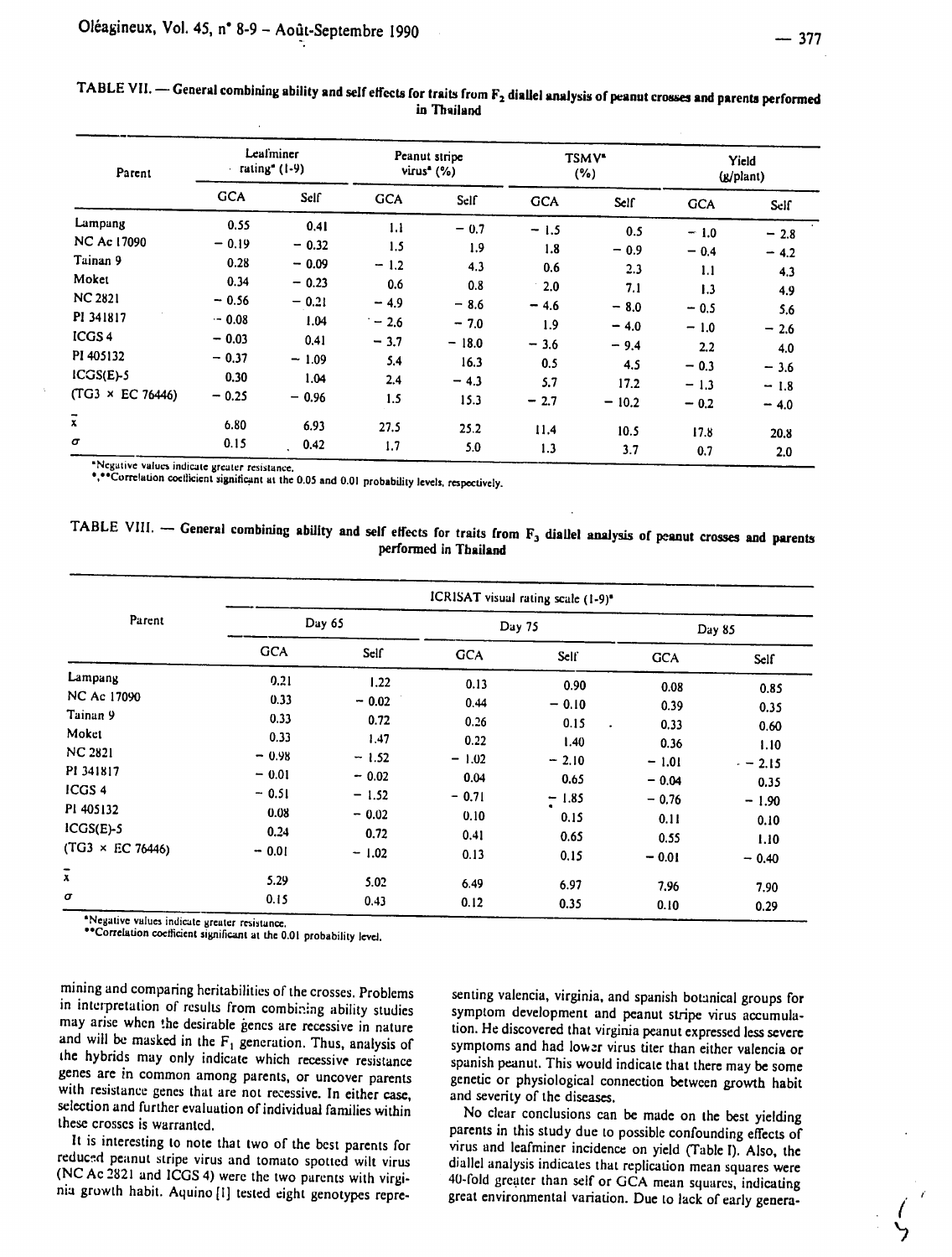TABLE VII. — General combining ability and self effects for traits from $F_2$ diallel analysis of peanut crosses and parents performed in Thailand

| Parent | Leafminer rating* (1-9) | | Peanut stripe virus* (%) | | TSMV* (%) | | Yield (g/plant) | |
|---|---|---|---|---|---|---|---|---|
| | GCA | Self | GCA | Self | GCA | Self | GCA | Self |
| Lampang | 0.55 | 0.41 | 1.1 | − 0.7 | − 1.5 | 0.5 | − 1.0 | − 2.8 |
| NC Ac 17090 | − 0.19 | − 0.32 | 1.5 | 1.9 | 1.8 | − 0.9 | − 0.4 | − 4.2 |
| Tainan 9 | 0.28 | − 0.09 | − 1.2 | 4.3 | 0.6 | 2.3 | 1.1 | 4.3 |
| Moket | 0.34 | − 0.23 | 0.6 | 0.8 | 2.0 | 7.1 | 1.3 | 4.9 |
| NC 2821 | − 0.56 | − 0.21 | − 4.9 | − 8.6 | − 4.6 | − 8.0 | − 0.5 | 5.6 |
| PI 341817 | − 0.08 | 1.04 | − 2.6 | − 7.0 | 1.9 | − 4.0 | − 1.0 | − 2.6 |
| ICGS 4 | − 0.03 | 0.41 | − 3.7 | − 18.0 | − 3.6 | − 9.4 | 2.2 | 4.0 |
| PI 405132 | − 0.37 | − 1.09 | 5.4 | 16.3 | 0.5 | 4.5 | − 0.3 | − 3.6 |
| ICGS(E)-5 | 0.30 | 1.04 | 2.4 | − 4.3 | 5.7 | 17.2 | − 1.3 | − 1.8 |
| (TG3 × EC 76446) | − 0.25 | − 0.96 | 1.5 | 15.3 | − 2.7 | − 10.2 | − 0.2 | − 4.0 |
| $\bar{x}$ | 6.80 | 6.93 | 27.5 | 25.2 | 11.4 | 10.5 | 17.8 | 20.8 |
| $\sigma$ | 0.15 | 0.42 | 1.7 | 5.0 | 1.3 | 3.7 | 0.7 | 2.0 |

*Negative values indicate greater resistance.
*,**Correlation coefficient significant at the 0.05 and 0.01 probability levels, respectively.

TABLE VIII. — General combining ability and self effects for traits from $F_3$ diallel analysis of peanut crosses and parents performed in Thailand

| Parent | ICRISAT visual rating scale (1-9)* | | | | | |
|---|---|---|---|---|---|---|
| | Day 65 | | Day 75 | | Day 85 | |
| | GCA | Self | GCA | Self | GCA | Self |
| Lampang | 0.21 | 1.22 | 0.13 | 0.90 | 0.08 | 0.85 |
| NC Ac 17090 | 0.33 | − 0.02 | 0.44 | − 0.10 | 0.39 | 0.35 |
| Tainan 9 | 0.33 | 0.72 | 0.26 | 0.15 | 0.33 | 0.60 |
| Moket | 0.33 | 1.47 | 0.22 | 1.40 | 0.36 | 1.10 |
| NC 2821 | − 0.98 | − 1.52 | − 1.02 | − 2.10 | − 1.01 | − 2.15 |
| PI 341817 | − 0.01 | − 0.02 | 0.04 | 0.65 | − 0.04 | 0.35 |
| ICGS 4 | − 0.51 | − 1.52 | − 0.71 | − 1.85 | − 0.76 | − 1.90 |
| PI 405132 | 0.08 | − 0.02 | 0.10 | 0.15 | 0.11 | 0.10 |
| ICGS(E)-5 | 0.24 | 0.72 | 0.41 | 0.65 | 0.55 | 1.10 |
| (TG3 × EC 76446) | − 0.01 | − 1.02 | 0.13 | 0.15 | − 0.01 | − 0.40 |
| $\bar{x}$ | 5.29 | 5.02 | 6.49 | 6.97 | 7.96 | 7.90 |
| $\sigma$ | 0.15 | 0.43 | 0.12 | 0.35 | 0.10 | 0.29 |

*Negative values indicate greater resistance.
**Correlation coefficient significant at the 0.01 probability level.

mining and comparing heritabilities of the crosses. Problems in interpretation of results from combining ability studies may arise when the desirable genes are recessive in nature and will be masked in the $F_1$ generation. Thus, analysis of the hybrids may only indicate which recessive resistance genes are in common among parents, or uncover parents with resistance genes that are not recessive. In either case, selection and further evaluation of individual families within these crosses is warranted.

It is interesting to note that two of the best parents for reduced peanut stripe virus and tomato spotted wilt virus (NC Ac 2821 and ICGS 4) were the two parents with virginia growth habit. Aquino [1] tested eight genotypes representing valencia, virginia, and spanish botanical groups for symptom development and peanut stripe virus accumulation. He discovered that virginia peanut expressed less severe symptoms and had lower virus titer than either valencia or spanish peanut. This would indicate that there may be some genetic or physiological connection between growth habit and severity of the diseases.

No clear conclusions can be made on the best yielding parents in this study due to possible confounding effects of virus and leafminer incidence on yield (Table I). Also, the diallel analysis indicates that replication mean squares were 40-fold greater than self or GCA mean squares, indicating great environmental variation. Due to lack of early genera-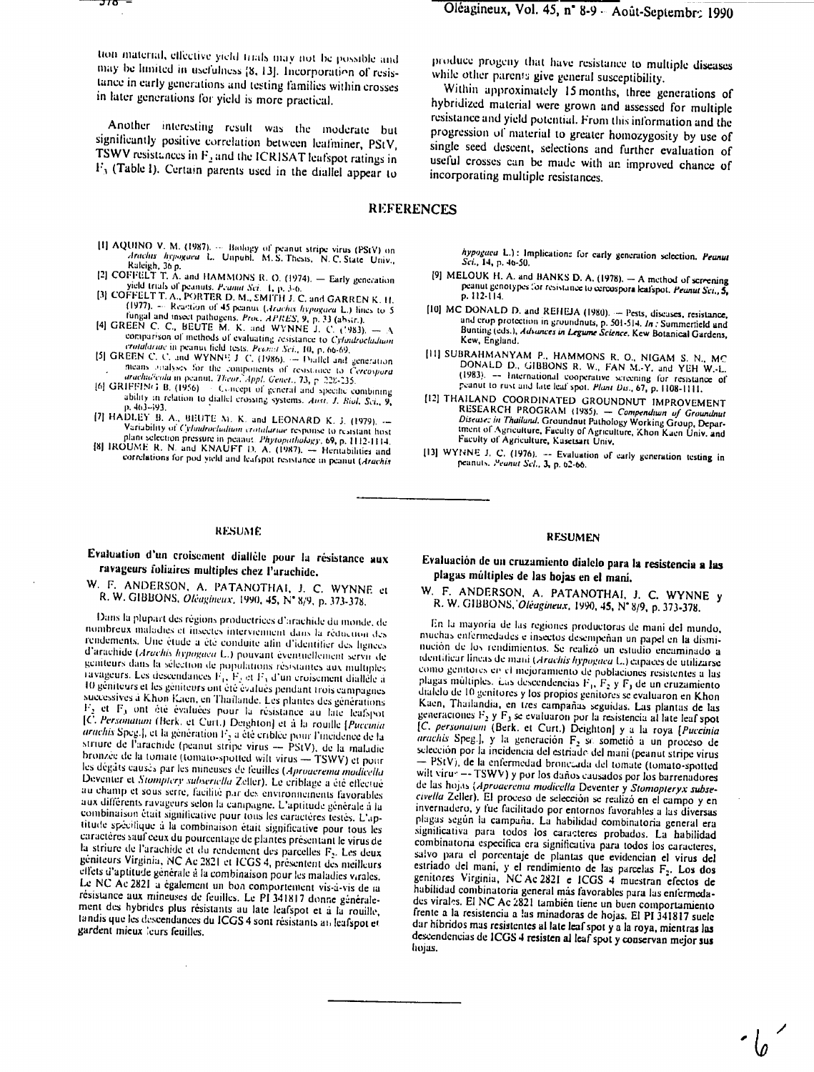tion material, effective yield trials may not be possible and may be limited in usefulness [8, 13]. Incorporation of resistance in early generations and testing families within crosses in later generations for yield is more practical.

Another interesting result was the moderate but significantly positive correlation between leafminer, PStV, TSWV resistances in $F_2$ and the ICRISAT leafspot ratings in $F_3$ (Table I). Certain parents used in the diallel appear to produce progeny that have resistance to multiple diseases while other parents give general susceptibility.

Within approximately 15 months, three generations of hybridized material were grown and assessed for multiple resistance and yield potential. From this information and the progression of material to greater homozygosity by use of single seed descent, selections and further evaluation of useful crosses can be made with an improved chance of incorporating multiple resistances.

## REFERENCES

[1] AQUINO V. M. (1987). — Biology of peanut stripe virus (PStV) on *Arachis hypogaea* L. Unpubl. M. S. Thesis, N. C. State Univ., Raleigh, 36 p.

[2] COFFELT T. A. and HAMMONS R. O. (1974). — Early generation yield trials of peanuts. *Peanut Sci.*, 1, p. 3-6.

[3] COFFELT T. A., PORTER D. M., SMITH J. C. and GARREN K. H. (1977). — Reaction of 45 peanut (*Arachis hypogaea* L.) lines to 5 fungal and insect pathogens. *Proc. APRES*, 9, p. 33 (abstr.).

[4] GREEN C. C., BEUTE M. K. and WYNNE J. C. (1983). — A comparison of methods of evaluating resistance to *Cylindrocladium crotalariae* in peanut field tests. *Peanut Sci.*, 10, p. 66-69.

[5] GREEN C. C. and WYNNE J. C. (1986). — Diallel and generation means analyses for the components of resistance to *Cercospora arachidicola* in peanut. *Theor. Appl. Genet.*, 73, p. 228-235.

[6] GRIFFING B. (1956). — Concept of general and specific combining ability in relation to diallel crossing systems. *Aust. J. Biol. Sci.*, 9, p. 463-493.

[7] HADLEY B. A., BEUTE M. K. and LEONARD K. J. (1979). — Variability of *Cylindrocladium crotalariae* response to resistant host plant selection pressure in peanut. *Phytopathology*, 69, p. 1112-1114.

[8] IROUME R. N. and KNAUFT D. A. (1987). — Heritabilities and correlations for pod yield and leafspot resistance in peanut (*Arachis hypogaea* L.): Implications for early generation selection. *Peanut Sci.*, 14, p. 46-50.

[9] MELOUK H. A. and BANKS D. A. (1978). — A method of screening peanut genotypes for resistance to cercospora leafspot. *Peanut Sci.*, 5, p. 112-114.

[10] MC DONALD D. and REHEJA (1980). — Pests, diseases, resistance, and crop protection in groundnuts, p. 501-514. *In* : Summerfield and Bunting (eds.), *Advances in Legume Science*. Kew Botanical Gardens, Kew, England.

[11] SUBRAHMANYAM P., HAMMONS R. O., NIGAM S. N., MC DONALD D., GIBBONS R. W., FAN M.-Y. and YEH W.-L. (1983). — International cooperative screening for resistance of peanut to rust and late leaf spot. *Plant Dis.*, 67, p. 1108-1111.

[12] THAILAND COORDINATED GROUNDNUT IMPROVEMENT RESEARCH PROGRAM (1985). — *Compendium of Groundnut Diseases in Thailand*. Groundnut Pathology Working Group, Department of Agriculture, Faculty of Agriculture, Khon Kaen Univ. and Faculty of Agriculture, Kasetsart Univ.

[13] WYNNE J. C. (1976). — Evaluation of early generation testing in peanuts. *Peanut Sci.*, 3, p. 62-66.

---

## RESUMÉ

### Evaluation d'un croisement diallèle pour la résistance aux ravageurs foliaires multiples chez l'arachide.

W. F. ANDERSON, A. PATANOTHAI, J. C. WYNNE et R. W. GIBBONS, *Oléagineux*, 1990, 45, N° 8/9, p. 373-378.

Dans la plupart des régions productrices d'arachide du monde, de nombreux maladies et insectes interviennent dans la réduction des rendements. Une étude a été conduite afin d'identifier des lignées d'arachide (*Arachis hypogaea* L.) pouvant éventuellement servir de géniteurs dans la sélection de populations résistantes aux multiples ravageurs. Les descendances $F_1$, $F_2$ et $F_3$ d'un croisement diallèle à 10 géniteurs et les géniteurs ont été évalués pendant trois campagnes successives à Khon Kaen, en Thaïlande. Les plantes des générations $F_2$ et $F_3$ ont été évaluées pour la résistance au late leafspot [*C. Personatum* (Berk. et Curt.) Deighton] et à la rouille [*Puccinia arachis* Speg.], et la génération $F_2$ a été criblée pour l'incidence de la striure de l'arachide (peanut stripe virus — PStV), de la maladie bronzée de la tomate (tomato-spotted wilt virus — TSWV) et pour les dégâts causés par les mineuses de feuilles (*Aproaerema modicella* Deventer et *Stomptery subsecivella* Zeller). Le criblage a été effectué au champ et sous serre, facilité par des environnements favorables aux différents ravageurs selon la campagne. L'aptitude générale à la combinaison était significative pour tous les caractères testés. L'aptitude spécifique à la combinaison était significative pour tous les caractères sauf ceux du pourcentage de plantes présentant le virus de la striure de l'arachide et du rendement des parcelles $F_2$. Les deux géniteurs Virginia, NC Ac 2821 et ICGS 4, présentent des meilleurs effets d'aptitude générale à la combinaison pour les maladies virales. Le NC Ac 2821 a également un bon comportement vis-à-vis de la résistance aux mineuses de feuilles. Le PI 341817 donne généralement des hybrides plus résistants au late leafspot et à la rouille, tandis que les descendances du ICGS 4 sont résistants au leafspot et gardent mieux leurs feuilles.

## RESUMEN

### Evaluación de un cruzamiento dialelo para la resistencia a las plagas múltiples de las hojas en el maní.

W. F. ANDERSON, A. PATANOTHAI, J. C. WYNNE y R. W. GIBBONS, *Oléagineux*, 1990, 45, N° 8/9, p. 373-378.

En la mayoría de las regiones productoras de maní del mundo, muchas enfermedades e insectos desempeñan un papel en la disminución de los rendimientos. Se realizó un estudio encaminado a identificar líneas de maní (*Arachis hypogaea* L.) capaces de utilizarse como genitores en el mejoramiento de poblaciones resistentes a las plagas múltiples. Las descendencias $F_1$, $F_2$ y $F_3$ de un cruzamiento dialelo de 10 genitores y los propios genitores se evaluaron en Khon Kaen, Thailandia, en tres campañas seguidas. Las plantas de las generaciones $F_2$ y $F_3$ se evaluaron por la resistencia al late leaf spot [*C. personatum* (Berk. et Curt.) Deighton] y a la roya [*Puccinia arachis* Speg.], y la generación $F_2$ se sometió a un proceso de selección por la incidencia del estriado del maní (peanut stripe virus — PStV), de la enfermedad bronceada del tomate (tomato-spotted wilt virus — TSWV) y por los daños causados por los barrenadores de las hojas (*Aproaerema modicella* Deventer y *Stomopteryx subsecivella* Zeller). El proceso de selección se realizó en el campo y en invernadero, y fue facilitado por entornos favorables a las diversas plagas según la campaña. La habilidad combinatoria general era significativa para todos los caracteres probados. La habilidad combinatoria específica era significativa para todos los caracteres, salvo para el porcentaje de plantas que evidencian el virus del estriado del maní, y el rendimiento de las parcelas $F_2$. Los dos genitores Virginia, NC Ac 2821 e ICGS 4 muestran efectos de habilidad combinatoria general más favorables para las enfermedades virales. El NC Ac 2821 también tiene un buen comportamiento frente a la resistencia a las minadoras de hojas. El PI 341817 suele dar híbridos mas resistentes al late leaf spot y a la roya, mientras las descendencias de ICGS 4 resisten al leaf spot y conservan mejor sus hojas.